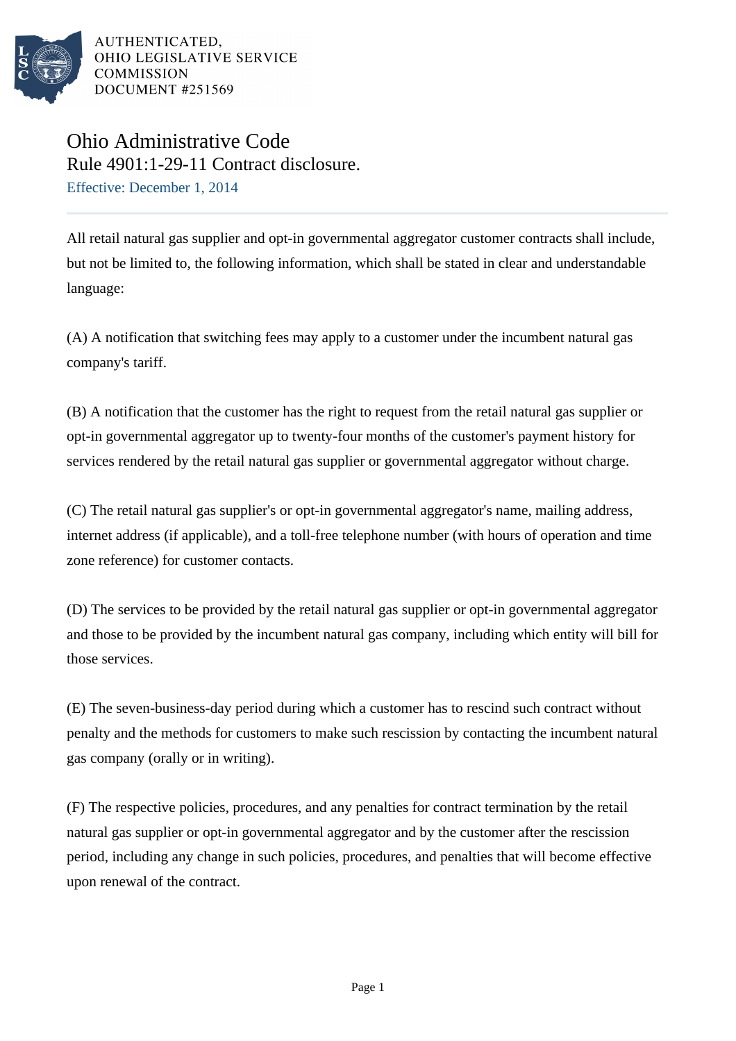AUTHENTICATED,
OHIO LEGISLATIVE SERVICE
COMMISSION
DOCUMENT #251569

# Ohio Administrative Code

## Rule 4901:1-29-11 Contract disclosure.

Effective: December 1, 2014

All retail natural gas supplier and opt-in governmental aggregator customer contracts shall include, but not be limited to, the following information, which shall be stated in clear and understandable language:

(A) A notification that switching fees may apply to a customer under the incumbent natural gas company's tariff.

(B) A notification that the customer has the right to request from the retail natural gas supplier or opt-in governmental aggregator up to twenty-four months of the customer's payment history for services rendered by the retail natural gas supplier or governmental aggregator without charge.

(C) The retail natural gas supplier's or opt-in governmental aggregator's name, mailing address, internet address (if applicable), and a toll-free telephone number (with hours of operation and time zone reference) for customer contacts.

(D) The services to be provided by the retail natural gas supplier or opt-in governmental aggregator and those to be provided by the incumbent natural gas company, including which entity will bill for those services.

(E) The seven-business-day period during which a customer has to rescind such contract without penalty and the methods for customers to make such rescission by contacting the incumbent natural gas company (orally or in writing).

(F) The respective policies, procedures, and any penalties for contract termination by the retail natural gas supplier or opt-in governmental aggregator and by the customer after the rescission period, including any change in such policies, procedures, and penalties that will become effective upon renewal of the contract.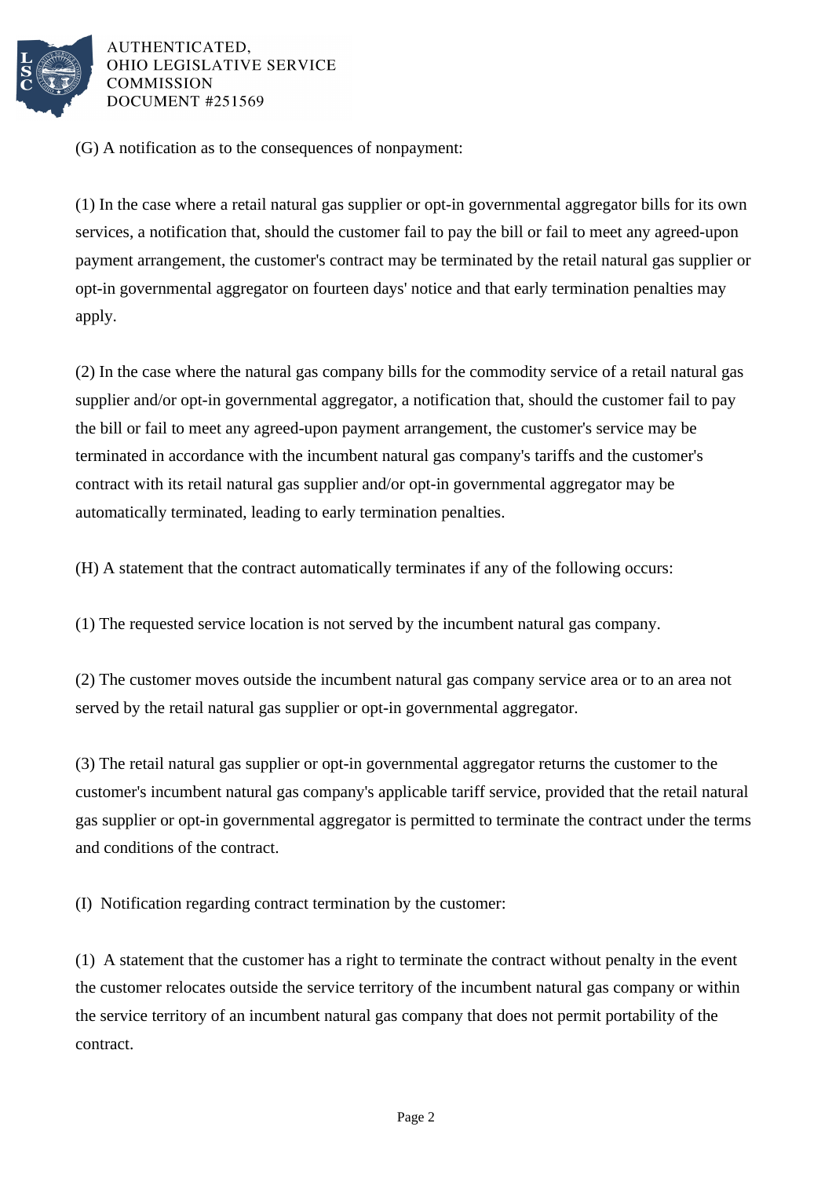(G) A notification as to the consequences of nonpayment:

(1) In the case where a retail natural gas supplier or opt-in governmental aggregator bills for its own services, a notification that, should the customer fail to pay the bill or fail to meet any agreed-upon payment arrangement, the customer's contract may be terminated by the retail natural gas supplier or opt-in governmental aggregator on fourteen days' notice and that early termination penalties may apply.

(2) In the case where the natural gas company bills for the commodity service of a retail natural gas supplier and/or opt-in governmental aggregator, a notification that, should the customer fail to pay the bill or fail to meet any agreed-upon payment arrangement, the customer's service may be terminated in accordance with the incumbent natural gas company's tariffs and the customer's contract with its retail natural gas supplier and/or opt-in governmental aggregator may be automatically terminated, leading to early termination penalties.

(H) A statement that the contract automatically terminates if any of the following occurs:

(1) The requested service location is not served by the incumbent natural gas company.

(2) The customer moves outside the incumbent natural gas company service area or to an area not served by the retail natural gas supplier or opt-in governmental aggregator.

(3) The retail natural gas supplier or opt-in governmental aggregator returns the customer to the customer's incumbent natural gas company's applicable tariff service, provided that the retail natural gas supplier or opt-in governmental aggregator is permitted to terminate the contract under the terms and conditions of the contract.

(I) Notification regarding contract termination by the customer:

(1) A statement that the customer has a right to terminate the contract without penalty in the event the customer relocates outside the service territory of the incumbent natural gas company or within the service territory of an incumbent natural gas company that does not permit portability of the contract.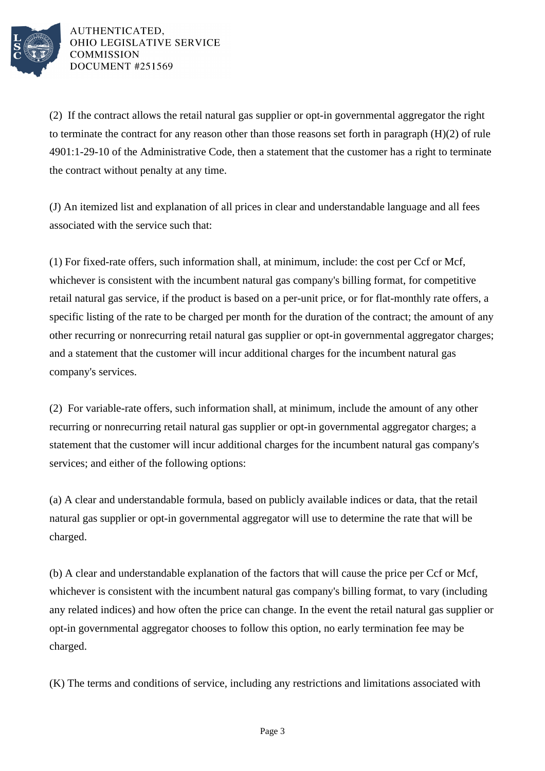(2) If the contract allows the retail natural gas supplier or opt-in governmental aggregator the right to terminate the contract for any reason other than those reasons set forth in paragraph (H)(2) of rule 4901:1-29-10 of the Administrative Code, then a statement that the customer has a right to terminate the contract without penalty at any time.

(J) An itemized list and explanation of all prices in clear and understandable language and all fees associated with the service such that:

(1) For fixed-rate offers, such information shall, at minimum, include: the cost per Ccf or Mcf, whichever is consistent with the incumbent natural gas company's billing format, for competitive retail natural gas service, if the product is based on a per-unit price, or for flat-monthly rate offers, a specific listing of the rate to be charged per month for the duration of the contract; the amount of any other recurring or nonrecurring retail natural gas supplier or opt-in governmental aggregator charges; and a statement that the customer will incur additional charges for the incumbent natural gas company's services.

(2) For variable-rate offers, such information shall, at minimum, include the amount of any other recurring or nonrecurring retail natural gas supplier or opt-in governmental aggregator charges; a statement that the customer will incur additional charges for the incumbent natural gas company's services; and either of the following options:

(a) A clear and understandable formula, based on publicly available indices or data, that the retail natural gas supplier or opt-in governmental aggregator will use to determine the rate that will be charged.

(b) A clear and understandable explanation of the factors that will cause the price per Ccf or Mcf, whichever is consistent with the incumbent natural gas company's billing format, to vary (including any related indices) and how often the price can change. In the event the retail natural gas supplier or opt-in governmental aggregator chooses to follow this option, no early termination fee may be charged.

(K) The terms and conditions of service, including any restrictions and limitations associated with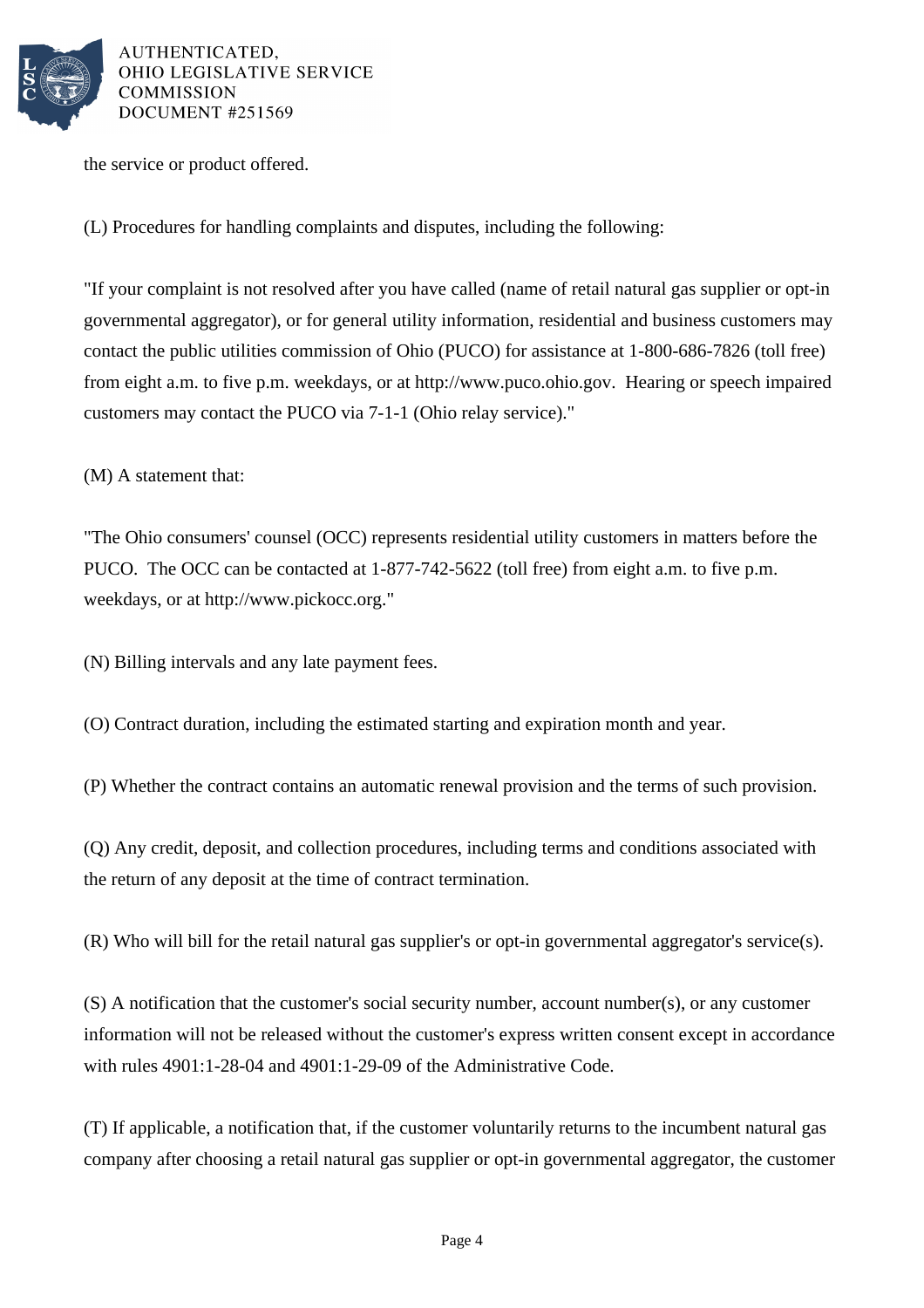the service or product offered.

(L) Procedures for handling complaints and disputes, including the following:

"If your complaint is not resolved after you have called (name of retail natural gas supplier or opt-in governmental aggregator), or for general utility information, residential and business customers may contact the public utilities commission of Ohio (PUCO) for assistance at 1-800-686-7826 (toll free) from eight a.m. to five p.m. weekdays, or at http://www.puco.ohio.gov. Hearing or speech impaired customers may contact the PUCO via 7-1-1 (Ohio relay service)."

(M) A statement that:

"The Ohio consumers' counsel (OCC) represents residential utility customers in matters before the PUCO. The OCC can be contacted at 1-877-742-5622 (toll free) from eight a.m. to five p.m. weekdays, or at http://www.pickocc.org."

(N) Billing intervals and any late payment fees.

(O) Contract duration, including the estimated starting and expiration month and year.

(P) Whether the contract contains an automatic renewal provision and the terms of such provision.

(Q) Any credit, deposit, and collection procedures, including terms and conditions associated with the return of any deposit at the time of contract termination.

(R) Who will bill for the retail natural gas supplier's or opt-in governmental aggregator's service(s).

(S) A notification that the customer's social security number, account number(s), or any customer information will not be released without the customer's express written consent except in accordance with rules 4901:1-28-04 and 4901:1-29-09 of the Administrative Code.

(T) If applicable, a notification that, if the customer voluntarily returns to the incumbent natural gas company after choosing a retail natural gas supplier or opt-in governmental aggregator, the customer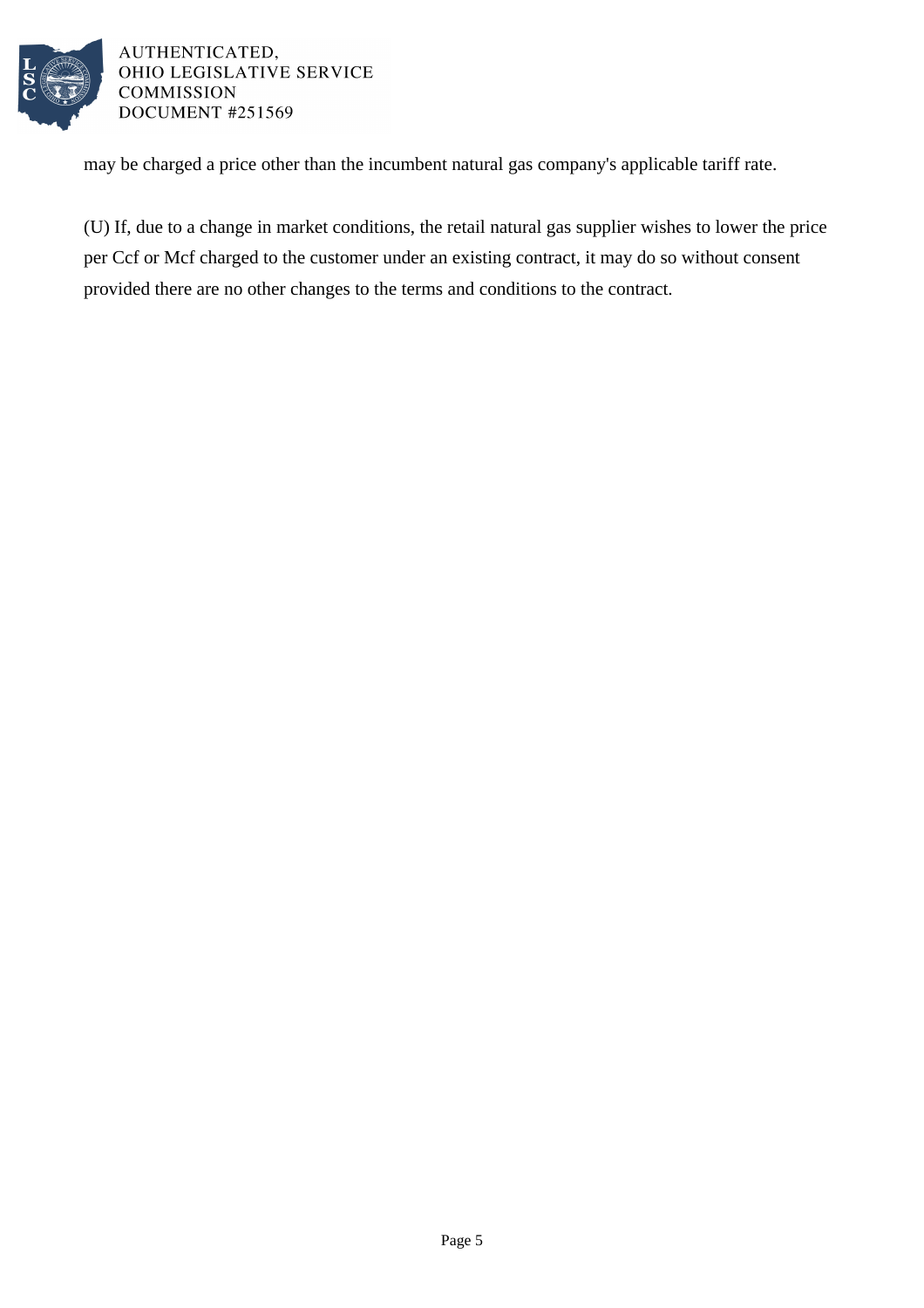may be charged a price other than the incumbent natural gas company's applicable tariff rate.

(U) If, due to a change in market conditions, the retail natural gas supplier wishes to lower the price per Ccf or Mcf charged to the customer under an existing contract, it may do so without consent provided there are no other changes to the terms and conditions to the contract.